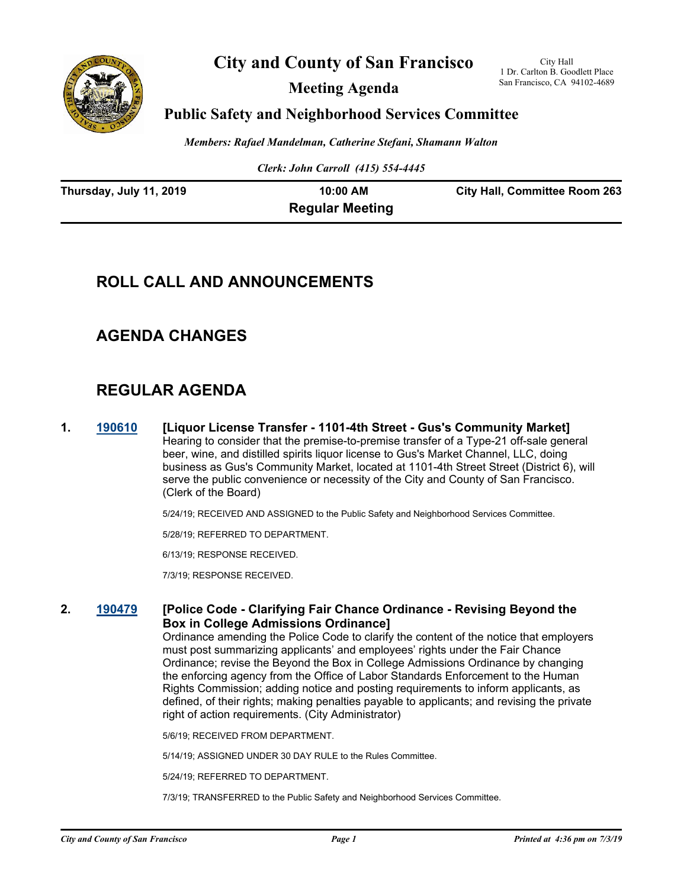# City and County of San Francisco

**Meeting Agenda**

## Public Safety and Neighborhood Services Committee

City Hall
1 Dr. Carlton B. Goodlett Place
San Francisco, CA 94102-4689

*Members: Rafael Mandelman, Catherine Stefani, Shamann Walton*

*Clerk: John Carroll (415) 554-4445*

**Thursday, July 11, 2019** **10:00 AM** **City Hall, Committee Room 263**

**Regular Meeting**

## ROLL CALL AND ANNOUNCEMENTS

## AGENDA CHANGES

## REGULAR AGENDA

**1. 190610 [Liquor License Transfer - 1101-4th Street - Gus's Community Market]**

Hearing to consider that the premise-to-premise transfer of a Type-21 off-sale general beer, wine, and distilled spirits liquor license to Gus's Market Channel, LLC, doing business as Gus's Community Market, located at 1101-4th Street Street (District 6), will serve the public convenience or necessity of the City and County of San Francisco. (Clerk of the Board)

5/24/19; RECEIVED AND ASSIGNED to the Public Safety and Neighborhood Services Committee.

5/28/19; REFERRED TO DEPARTMENT.

6/13/19; RESPONSE RECEIVED.

7/3/19; RESPONSE RECEIVED.

**2. 190479 [Police Code - Clarifying Fair Chance Ordinance - Revising Beyond the Box in College Admissions Ordinance]**

Ordinance amending the Police Code to clarify the content of the notice that employers must post summarizing applicants' and employees' rights under the Fair Chance Ordinance; revise the Beyond the Box in College Admissions Ordinance by changing the enforcing agency from the Office of Labor Standards Enforcement to the Human Rights Commission; adding notice and posting requirements to inform applicants, as defined, of their rights; making penalties payable to applicants; and revising the private right of action requirements. (City Administrator)

5/6/19; RECEIVED FROM DEPARTMENT.

5/14/19; ASSIGNED UNDER 30 DAY RULE to the Rules Committee.

5/24/19; REFERRED TO DEPARTMENT.

7/3/19; TRANSFERRED to the Public Safety and Neighborhood Services Committee.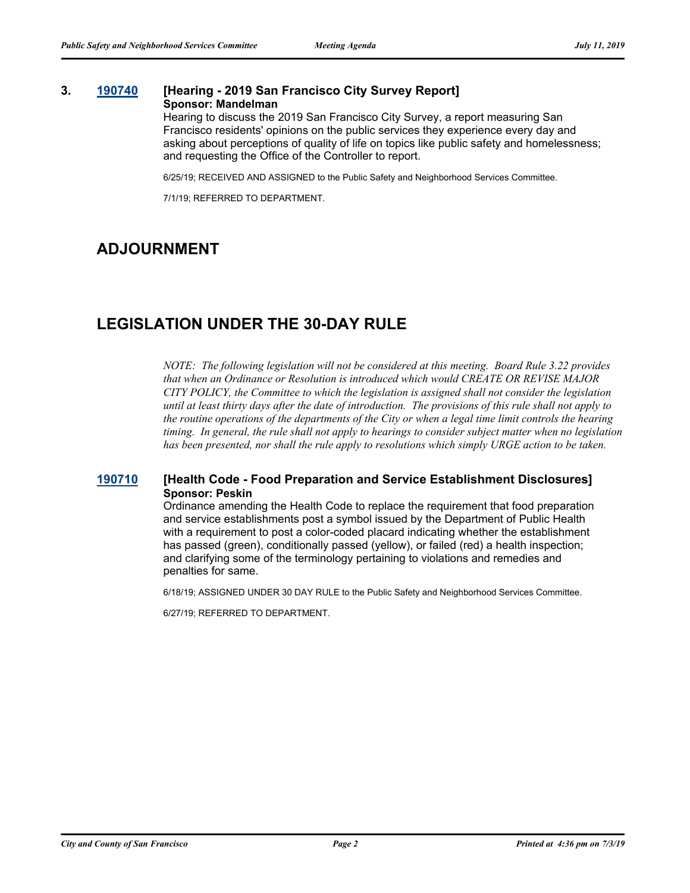**3. 190740 [Hearing - 2019 San Francisco City Survey Report]**
**Sponsor: Mandelman**

Hearing to discuss the 2019 San Francisco City Survey, a report measuring San Francisco residents' opinions on the public services they experience every day and asking about perceptions of quality of life on topics like public safety and homelessness; and requesting the Office of the Controller to report.

6/25/19; RECEIVED AND ASSIGNED to the Public Safety and Neighborhood Services Committee.

7/1/19; REFERRED TO DEPARTMENT.

## ADJOURNMENT

## LEGISLATION UNDER THE 30-DAY RULE

*NOTE: The following legislation will not be considered at this meeting. Board Rule 3.22 provides that when an Ordinance or Resolution is introduced which would CREATE OR REVISE MAJOR CITY POLICY, the Committee to which the legislation is assigned shall not consider the legislation until at least thirty days after the date of introduction. The provisions of this rule shall not apply to the routine operations of the departments of the City or when a legal time limit controls the hearing timing. In general, the rule shall not apply to hearings to consider subject matter when no legislation has been presented, nor shall the rule apply to resolutions which simply URGE action to be taken.*

**190710 [Health Code - Food Preparation and Service Establishment Disclosures]**
**Sponsor: Peskin**

Ordinance amending the Health Code to replace the requirement that food preparation and service establishments post a symbol issued by the Department of Public Health with a requirement to post a color-coded placard indicating whether the establishment has passed (green), conditionally passed (yellow), or failed (red) a health inspection; and clarifying some of the terminology pertaining to violations and remedies and penalties for same.

6/18/19; ASSIGNED UNDER 30 DAY RULE to the Public Safety and Neighborhood Services Committee.

6/27/19; REFERRED TO DEPARTMENT.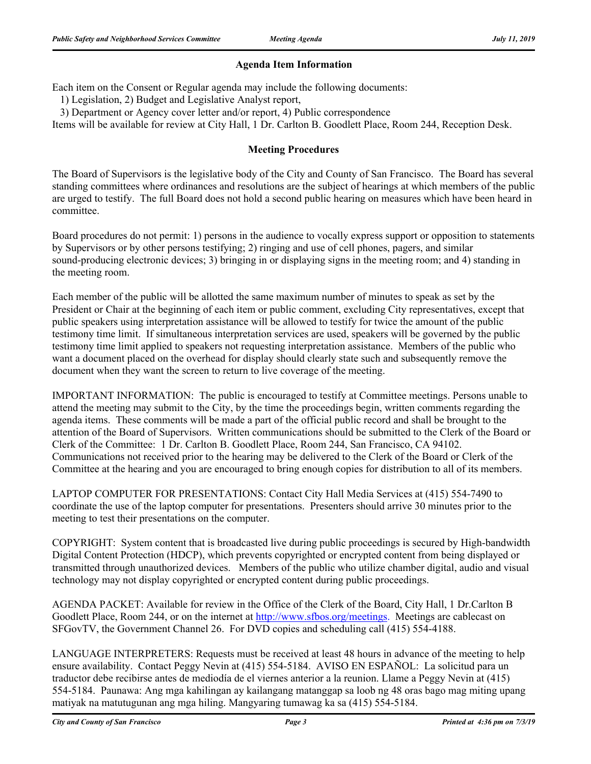## Agenda Item Information

Each item on the Consent or Regular agenda may include the following documents:

1) Legislation, 2) Budget and Legislative Analyst report,

3) Department or Agency cover letter and/or report, 4) Public correspondence

Items will be available for review at City Hall, 1 Dr. Carlton B. Goodlett Place, Room 244, Reception Desk.

## Meeting Procedures

The Board of Supervisors is the legislative body of the City and County of San Francisco. The Board has several standing committees where ordinances and resolutions are the subject of hearings at which members of the public are urged to testify. The full Board does not hold a second public hearing on measures which have been heard in committee.

Board procedures do not permit: 1) persons in the audience to vocally express support or opposition to statements by Supervisors or by other persons testifying; 2) ringing and use of cell phones, pagers, and similar sound-producing electronic devices; 3) bringing in or displaying signs in the meeting room; and 4) standing in the meeting room.

Each member of the public will be allotted the same maximum number of minutes to speak as set by the President or Chair at the beginning of each item or public comment, excluding City representatives, except that public speakers using interpretation assistance will be allowed to testify for twice the amount of the public testimony time limit. If simultaneous interpretation services are used, speakers will be governed by the public testimony time limit applied to speakers not requesting interpretation assistance. Members of the public who want a document placed on the overhead for display should clearly state such and subsequently remove the document when they want the screen to return to live coverage of the meeting.

IMPORTANT INFORMATION: The public is encouraged to testify at Committee meetings. Persons unable to attend the meeting may submit to the City, by the time the proceedings begin, written comments regarding the agenda items. These comments will be made a part of the official public record and shall be brought to the attention of the Board of Supervisors. Written communications should be submitted to the Clerk of the Board or Clerk of the Committee: 1 Dr. Carlton B. Goodlett Place, Room 244, San Francisco, CA 94102. Communications not received prior to the hearing may be delivered to the Clerk of the Board or Clerk of the Committee at the hearing and you are encouraged to bring enough copies for distribution to all of its members.

LAPTOP COMPUTER FOR PRESENTATIONS: Contact City Hall Media Services at (415) 554-7490 to coordinate the use of the laptop computer for presentations. Presenters should arrive 30 minutes prior to the meeting to test their presentations on the computer.

COPYRIGHT: System content that is broadcasted live during public proceedings is secured by High-bandwidth Digital Content Protection (HDCP), which prevents copyrighted or encrypted content from being displayed or transmitted through unauthorized devices. Members of the public who utilize chamber digital, audio and visual technology may not display copyrighted or encrypted content during public proceedings.

AGENDA PACKET: Available for review in the Office of the Clerk of the Board, City Hall, 1 Dr.Carlton B Goodlett Place, Room 244, or on the internet at http://www.sfbos.org/meetings. Meetings are cablecast on SFGovTV, the Government Channel 26. For DVD copies and scheduling call (415) 554-4188.

LANGUAGE INTERPRETERS: Requests must be received at least 48 hours in advance of the meeting to help ensure availability. Contact Peggy Nevin at (415) 554-5184. AVISO EN ESPAÑOL: La solicitud para un traductor debe recibirse antes de mediodía de el viernes anterior a la reunion. Llame a Peggy Nevin at (415) 554-5184. Paunawa: Ang mga kahilingan ay kailangang matanggap sa loob ng 48 oras bago mag miting upang matiyak na matutugunan ang mga hiling. Mangyaring tumawag ka sa (415) 554-5184.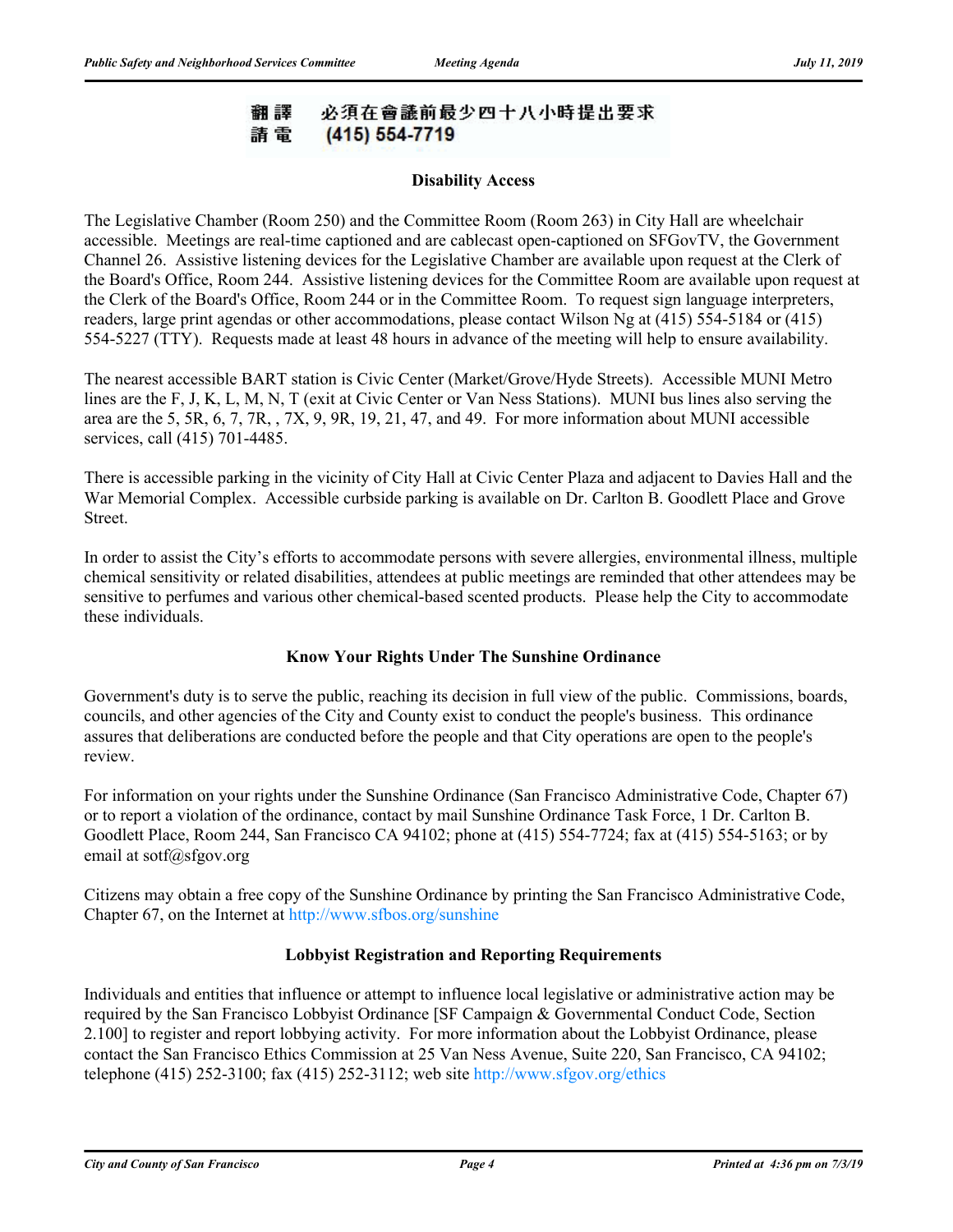翻譯　必須在會議前最少四十八小時提出要求
請電　(415) 554-7719

## Disability Access

The Legislative Chamber (Room 250) and the Committee Room (Room 263) in City Hall are wheelchair accessible. Meetings are real-time captioned and are cablecast open-captioned on SFGovTV, the Government Channel 26. Assistive listening devices for the Legislative Chamber are available upon request at the Clerk of the Board's Office, Room 244. Assistive listening devices for the Committee Room are available upon request at the Clerk of the Board's Office, Room 244 or in the Committee Room. To request sign language interpreters, readers, large print agendas or other accommodations, please contact Wilson Ng at (415) 554-5184 or (415) 554-5227 (TTY). Requests made at least 48 hours in advance of the meeting will help to ensure availability.

The nearest accessible BART station is Civic Center (Market/Grove/Hyde Streets). Accessible MUNI Metro lines are the F, J, K, L, M, N, T (exit at Civic Center or Van Ness Stations). MUNI bus lines also serving the area are the 5, 5R, 6, 7, 7R, , 7X, 9, 9R, 19, 21, 47, and 49. For more information about MUNI accessible services, call (415) 701-4485.

There is accessible parking in the vicinity of City Hall at Civic Center Plaza and adjacent to Davies Hall and the War Memorial Complex. Accessible curbside parking is available on Dr. Carlton B. Goodlett Place and Grove Street.

In order to assist the City's efforts to accommodate persons with severe allergies, environmental illness, multiple chemical sensitivity or related disabilities, attendees at public meetings are reminded that other attendees may be sensitive to perfumes and various other chemical-based scented products. Please help the City to accommodate these individuals.

## Know Your Rights Under The Sunshine Ordinance

Government's duty is to serve the public, reaching its decision in full view of the public. Commissions, boards, councils, and other agencies of the City and County exist to conduct the people's business. This ordinance assures that deliberations are conducted before the people and that City operations are open to the people's review.

For information on your rights under the Sunshine Ordinance (San Francisco Administrative Code, Chapter 67) or to report a violation of the ordinance, contact by mail Sunshine Ordinance Task Force, 1 Dr. Carlton B. Goodlett Place, Room 244, San Francisco CA 94102; phone at (415) 554-7724; fax at (415) 554-5163; or by email at sotf@sfgov.org

Citizens may obtain a free copy of the Sunshine Ordinance by printing the San Francisco Administrative Code, Chapter 67, on the Internet at http://www.sfbos.org/sunshine

## Lobbyist Registration and Reporting Requirements

Individuals and entities that influence or attempt to influence local legislative or administrative action may be required by the San Francisco Lobbyist Ordinance [SF Campaign & Governmental Conduct Code, Section 2.100] to register and report lobbying activity. For more information about the Lobbyist Ordinance, please contact the San Francisco Ethics Commission at 25 Van Ness Avenue, Suite 220, San Francisco, CA 94102; telephone (415) 252-3100; fax (415) 252-3112; web site http://www.sfgov.org/ethics